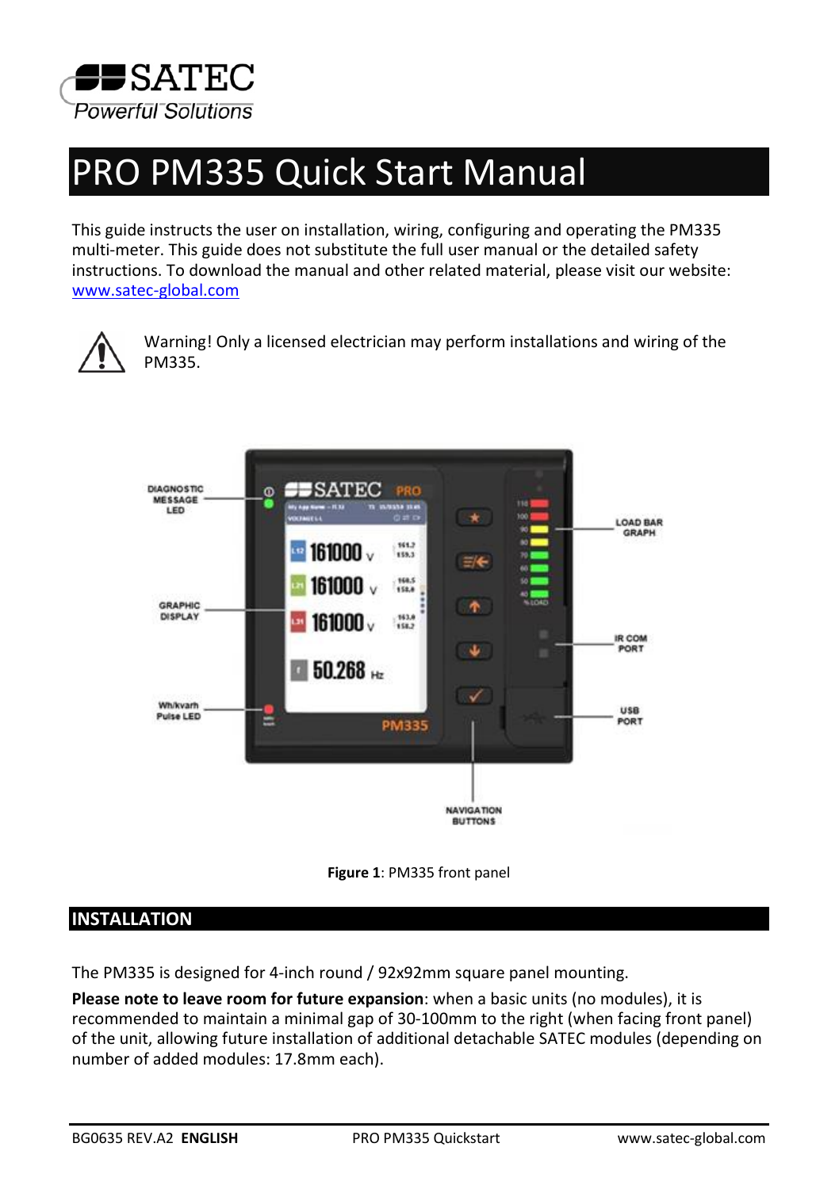# PRO PM335 Quick Start Manual

This guide instructs the user on installation, wiring, configuring and operating the PM335 multi-meter. This guide does not substitute the full user manual or the detailed safety instructions. To download the manual and other related material, please visit our website: www.satec-global.com

Warning! Only a licensed electrician may perform installations and wiring of the PM335.

**Figure 1**: PM335 front panel

## INSTALLATION

The PM335 is designed for 4-inch round / 92x92mm square panel mounting.

**Please note to leave room for future expansion**: when a basic units (no modules), it is recommended to maintain a minimal gap of 30-100mm to the right (when facing front panel) of the unit, allowing future installation of additional detachable SATEC modules (depending on number of added modules: 17.8mm each).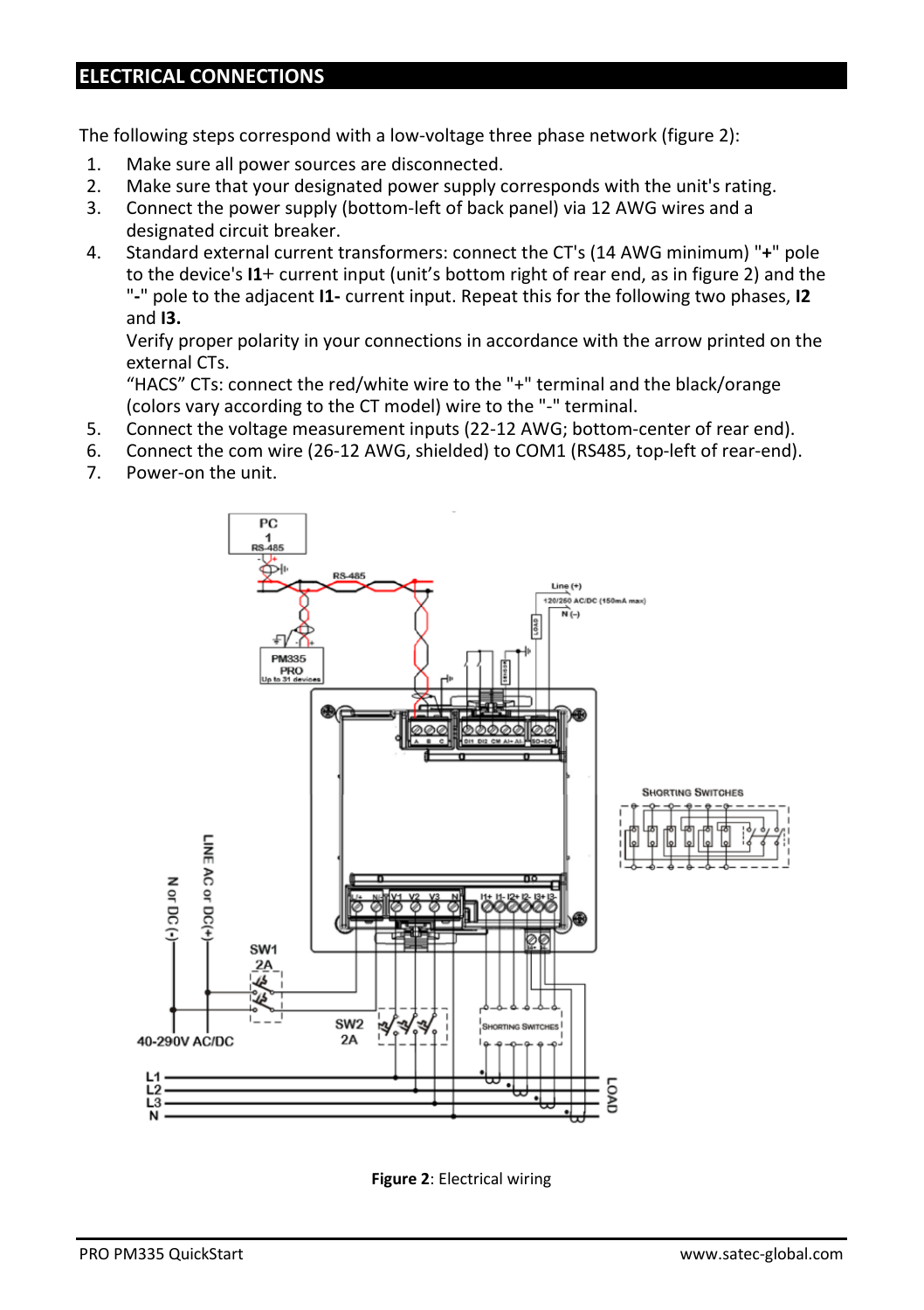## ELECTRICAL CONNECTIONS

The following steps correspond with a low-voltage three phase network (figure 2):

1. Make sure all power sources are disconnected.
2. Make sure that your designated power supply corresponds with the unit's rating.
3. Connect the power supply (bottom-left of back panel) via 12 AWG wires and a designated circuit breaker.
4. Standard external current transformers: connect the CT's (14 AWG minimum) "**+**" pole to the device's **I1**+ current input (unit's bottom right of rear end, as in figure 2) and the "**-**" pole to the adjacent **I1-** current input. Repeat this for the following two phases, **I2** and **I3.**

   Verify proper polarity in your connections in accordance with the arrow printed on the external CTs.

   "HACS" CTs: connect the red/white wire to the "+" terminal and the black/orange (colors vary according to the CT model) wire to the "-" terminal.
5. Connect the voltage measurement inputs (22-12 AWG; bottom-center of rear end).
6. Connect the com wire (26-12 AWG, shielded) to COM1 (RS485, top-left of rear-end).
7. Power-on the unit.

**Figure 2**: Electrical wiring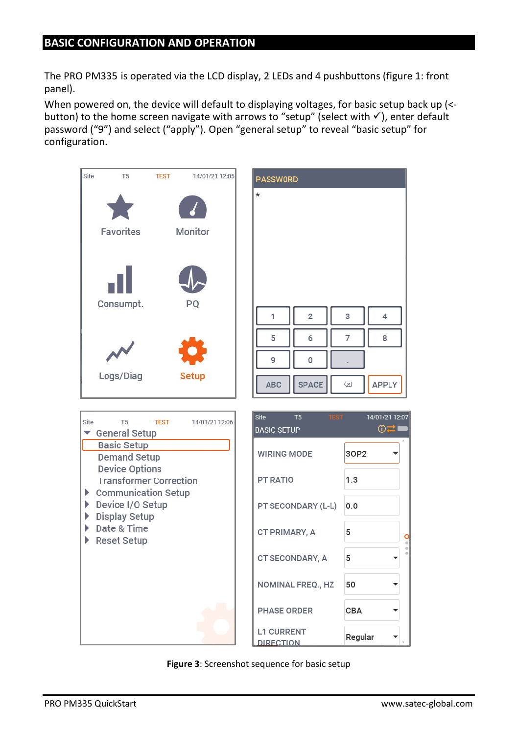## BASIC CONFIGURATION AND OPERATION

The PRO PM335 is operated via the LCD display, 2 LEDs and 4 pushbuttons (figure 1: front panel).

When powered on, the device will default to displaying voltages, for basic setup back up (<- button) to the home screen navigate with arrows to “setup” (select with ✓), enter default password (“9”) and select (“apply”). Open “general setup” to reveal “basic setup” for configuration.

**Figure 3**: Screenshot sequence for basic setup

PRO PM335 QuickStart    www.satec-global.com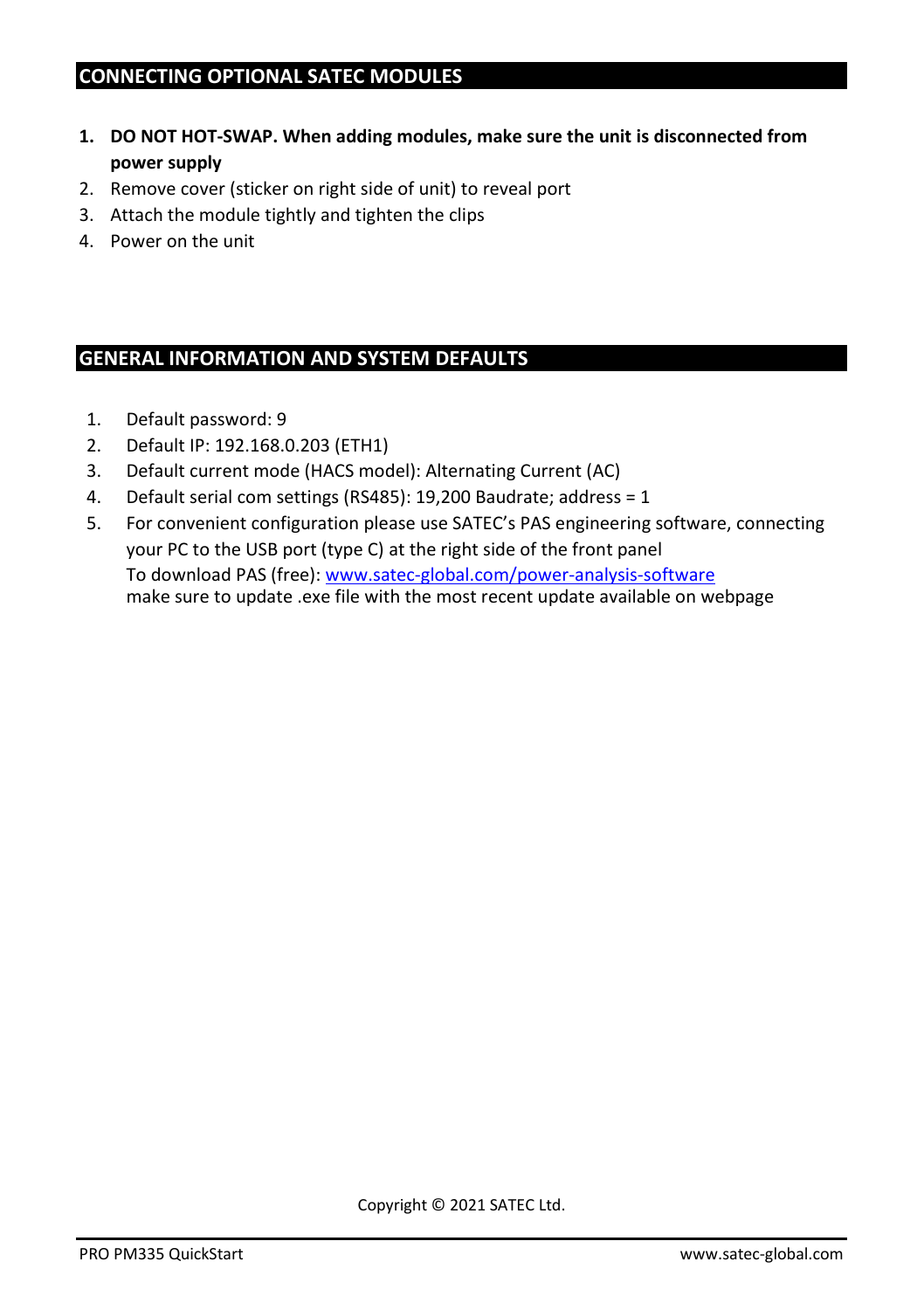## CONNECTING OPTIONAL SATEC MODULES

1. **DO NOT HOT-SWAP. When adding modules, make sure the unit is disconnected from power supply**
2. Remove cover (sticker on right side of unit) to reveal port
3. Attach the module tightly and tighten the clips
4. Power on the unit

## GENERAL INFORMATION AND SYSTEM DEFAULTS

1. Default password: 9
2. Default IP: 192.168.0.203 (ETH1)
3. Default current mode (HACS model): Alternating Current (AC)
4. Default serial com settings (RS485): 19,200 Baudrate; address = 1
5. For convenient configuration please use SATEC's PAS engineering software, connecting your PC to the USB port (type C) at the right side of the front panel
   To download PAS (free): [www.satec-global.com/power-analysis-software](http://www.satec-global.com/power-analysis-software)
   make sure to update .exe file with the most recent update available on webpage

Copyright © 2021 SATEC Ltd.